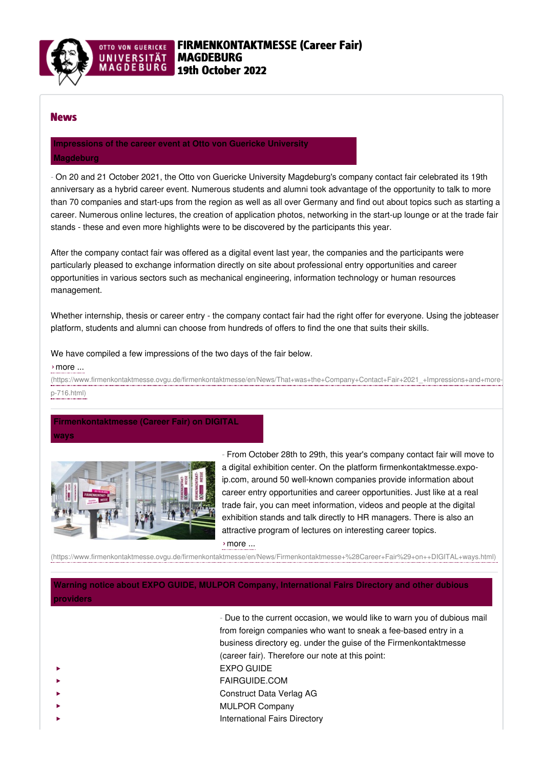# FIRMENKONTAKTMESSE (Career Fair) MAGDEBURG 19th October 2022

## News

### Impressions of the career event at Otto von Guericke University Magdeburg

- On 20 and 21 October 2021, the Otto von Guericke University Magdeburg's company contact fair celebrated its 19th anniversary as a hybrid career event. Numerous students and alumni took advantage of the opportunity to talk to more than 70 companies and start-ups from the region as well as all over Germany and find out about topics such as starting a career. Numerous online lectures, the creation of application photos, networking in the start-up lounge or at the trade fair stands - these and even more highlights were to be discovered by the participants this year.

After the company contact fair was offered as a digital event last year, the companies and the participants were particularly pleased to exchange information directly on site about professional entry opportunities and career opportunities in various sectors such as mechanical engineering, information technology or human resources management.

Whether internship, thesis or career entry - the company contact fair had the right offer for everyone. Using the jobteaser platform, students and alumni can choose from hundreds of offers to find the one that suits their skills.

We have compiled a few impressions of the two days of the fair below.

› more ...
(https://www.firmenkontaktmesse.ovgu.de/firmenkontaktmesse/en/News/That+was+the+Company+Contact+Fair+2021_+Impressions+and+more-p-716.html)

### Firmenkontaktmesse (Career Fair) on DIGITAL ways

- From October 28th to 29th, this year's company contact fair will move to a digital exhibition center. On the platform firmenkontaktmesse.expo-ip.com, around 50 well-known companies provide information about career entry opportunities and career opportunities. Just like at a real trade fair, you can meet information, videos and people at the digital exhibition stands and talk directly to HR managers. There is also an attractive program of lectures on interesting career topics.

› more ...
(https://www.firmenkontaktmesse.ovgu.de/firmenkontaktmesse/en/News/Firmenkontaktmesse+%28Career+Fair%29+on++DIGITAL+ways.html)

### Warning notice about EXPO GUIDE, MULPOR Company, International Fairs Directory and other dubious providers

- Due to the current occasion, we would like to warn you of dubious mail from foreign companies who want to sneak a fee-based entry in a business directory eg. under the guise of the Firmenkontaktmesse (career fair). Therefore our note at this point:

- EXPO GUIDE
- FAIRGUIDE.COM
- Construct Data Verlag AG
- MULPOR Company
- International Fairs Directory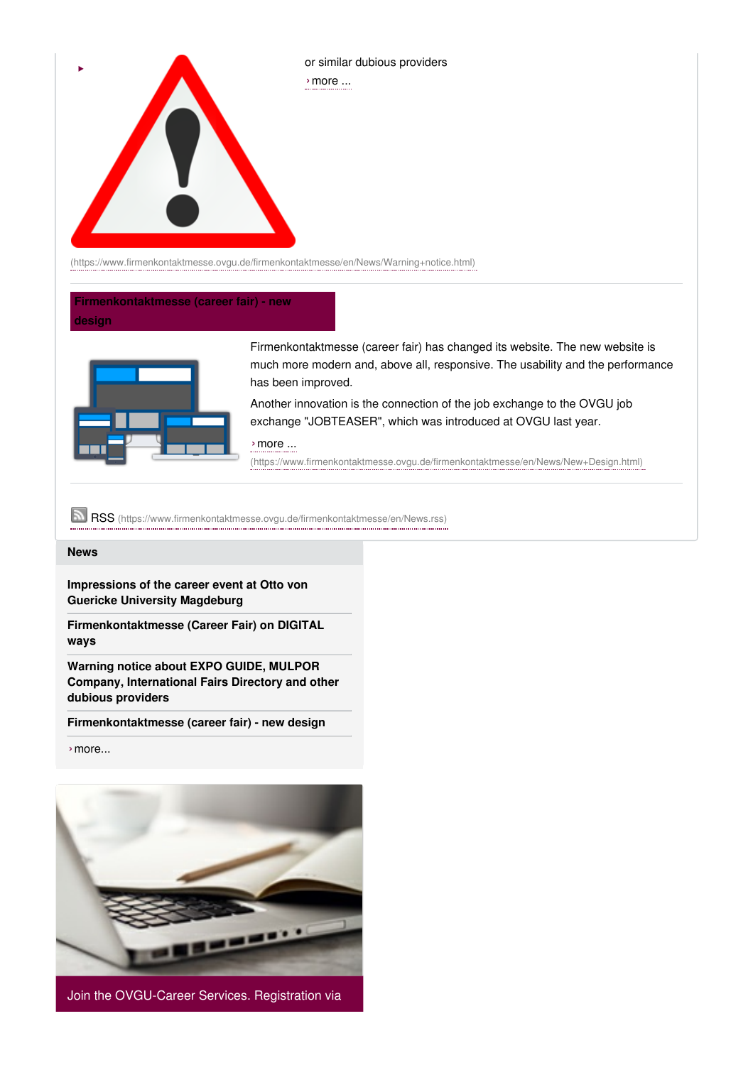or similar dubious providers

› more ...

(https://www.firmenkontaktmesse.ovgu.de/firmenkontaktmesse/en/News/Warning+notice.html)

## Firmenkontaktmesse (career fair) - new design

Firmenkontaktmesse (career fair) has changed its website. The new website is much more modern and, above all, responsive. The usability and the performance has been improved.

Another innovation is the connection of the job exchange to the OVGU job exchange "JOBTEASER", which was introduced at OVGU last year.

› more ...

(https://www.firmenkontaktmesse.ovgu.de/firmenkontaktmesse/en/News/New+Design.html)

RSS (https://www.firmenkontaktmesse.ovgu.de/firmenkontaktmesse/en/News.rss)

### News

**Impressions of the career event at Otto von Guericke University Magdeburg**

**Firmenkontaktmesse (Career Fair) on DIGITAL ways**

**Warning notice about EXPO GUIDE, MULPOR Company, International Fairs Directory and other dubious providers**

**Firmenkontaktmesse (career fair) - new design**

› more...

Join the OVGU-Career Services. Registration via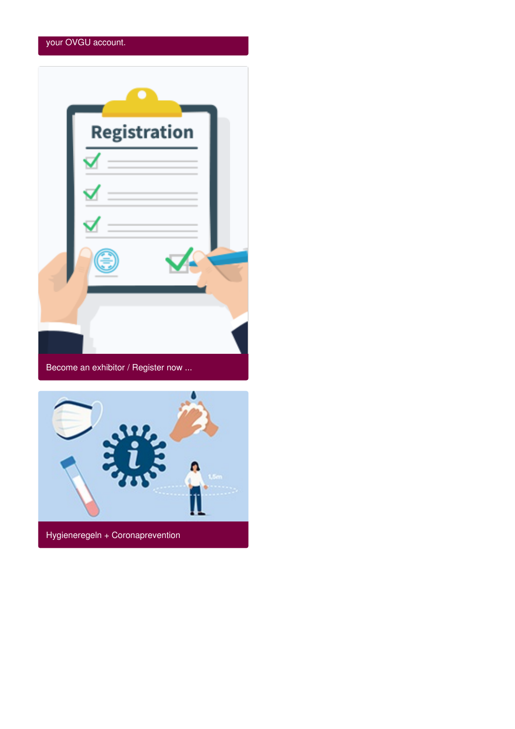your OVGU account.

Become an exhibitor / Register now ...

Hygieneregeln + Coronaprevention